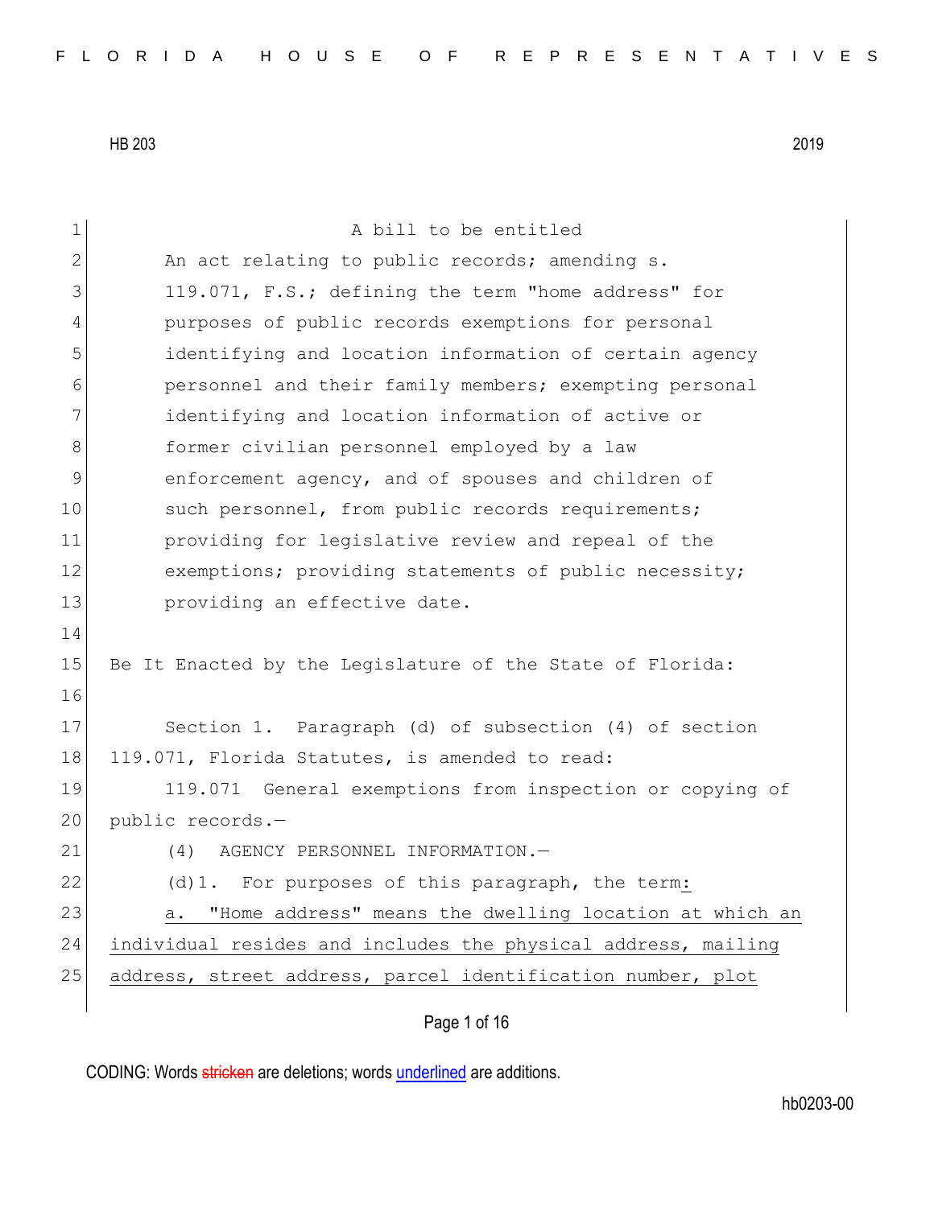A bill to be entitled

An act relating to public records; amending s. 119.071, F.S.; defining the term "home address" for purposes of public records exemptions for personal identifying and location information of certain agency personnel and their family members; exempting personal identifying and location information of active or former civilian personnel employed by a law enforcement agency, and of spouses and children of such personnel, from public records requirements; providing for legislative review and repeal of the exemptions; providing statements of public necessity; providing an effective date.

Be It Enacted by the Legislature of the State of Florida:

Section 1. Paragraph (d) of subsection (4) of section 119.071, Florida Statutes, is amended to read:

119.071 General exemptions from inspection or copying of public records.—

(4) AGENCY PERSONNEL INFORMATION.—

(d)1. For purposes of this paragraph, the term<u>:</u>

<u>a. "Home address" means the dwelling location at which an individual resides and includes the physical address, mailing address, street address, parcel identification number, plot</u>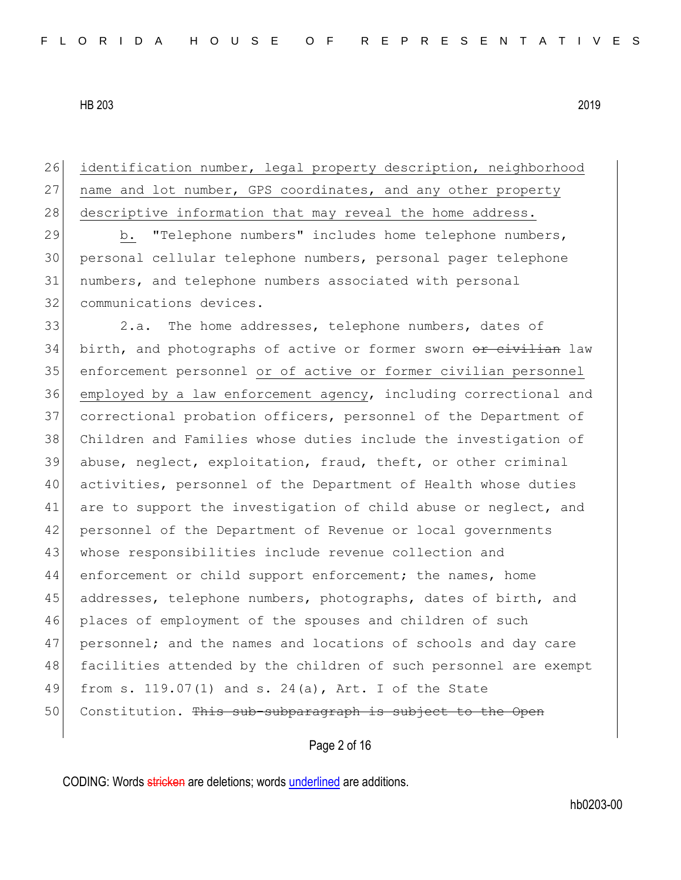26 identification number, legal property description, neighborhood
27 name and lot number, GPS coordinates, and any other property
28 descriptive information that may reveal the home address.

29 b. "Telephone numbers" includes home telephone numbers,
30 personal cellular telephone numbers, personal pager telephone
31 numbers, and telephone numbers associated with personal
32 communications devices.

33 2.a. The home addresses, telephone numbers, dates of
34 birth, and photographs of active or former sworn ~~or civilian~~ law
35 enforcement personnel or of active or former civilian personnel
36 employed by a law enforcement agency, including correctional and
37 correctional probation officers, personnel of the Department of
38 Children and Families whose duties include the investigation of
39 abuse, neglect, exploitation, fraud, theft, or other criminal
40 activities, personnel of the Department of Health whose duties
41 are to support the investigation of child abuse or neglect, and
42 personnel of the Department of Revenue or local governments
43 whose responsibilities include revenue collection and
44 enforcement or child support enforcement; the names, home
45 addresses, telephone numbers, photographs, dates of birth, and
46 places of employment of the spouses and children of such
47 personnel; and the names and locations of schools and day care
48 facilities attended by the children of such personnel are exempt
49 from s. 119.07(1) and s. 24(a), Art. I of the State
50 Constitution. ~~This sub-subparagraph is subject to the Open~~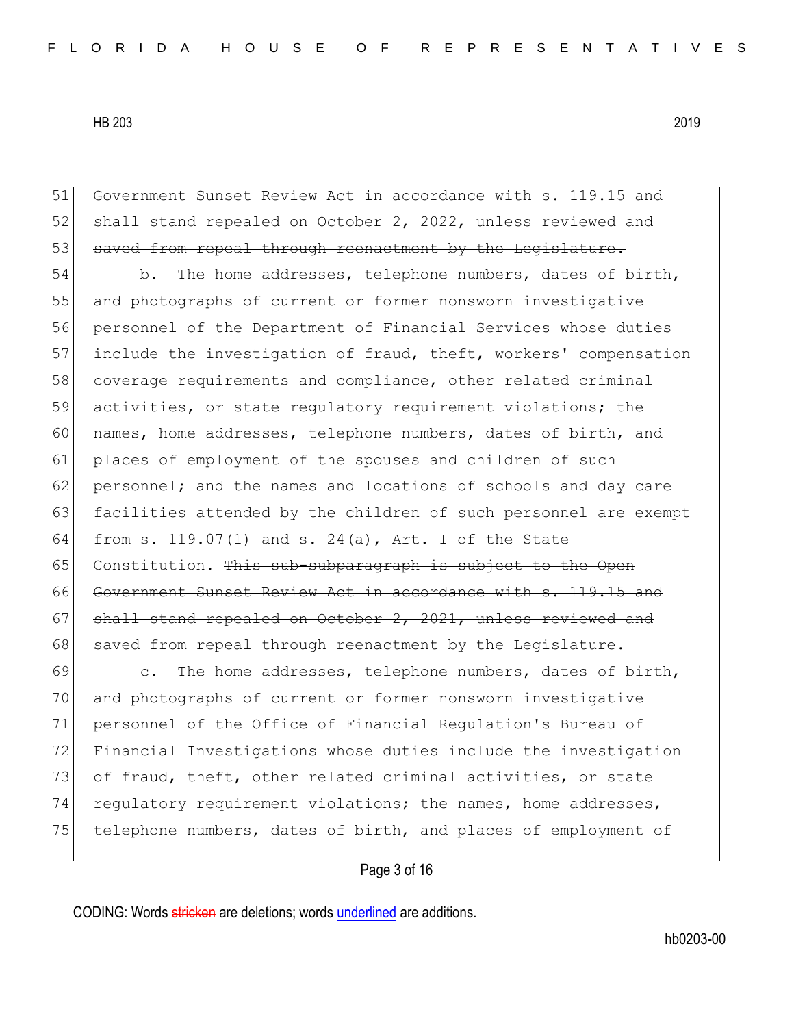~~Government Sunset Review Act in accordance with s. 119.15 and shall stand repealed on October 2, 2022, unless reviewed and saved from repeal through reenactment by the Legislature.~~

b. The home addresses, telephone numbers, dates of birth, and photographs of current or former nonsworn investigative personnel of the Department of Financial Services whose duties include the investigation of fraud, theft, workers' compensation coverage requirements and compliance, other related criminal activities, or state regulatory requirement violations; the names, home addresses, telephone numbers, dates of birth, and places of employment of the spouses and children of such personnel; and the names and locations of schools and day care facilities attended by the children of such personnel are exempt from s. 119.07(1) and s. 24(a), Art. I of the State Constitution. ~~This sub-subparagraph is subject to the Open Government Sunset Review Act in accordance with s. 119.15 and shall stand repealed on October 2, 2021, unless reviewed and saved from repeal through reenactment by the Legislature.~~

c. The home addresses, telephone numbers, dates of birth, and photographs of current or former nonsworn investigative personnel of the Office of Financial Regulation's Bureau of Financial Investigations whose duties include the investigation of fraud, theft, other related criminal activities, or state regulatory requirement violations; the names, home addresses, telephone numbers, dates of birth, and places of employment of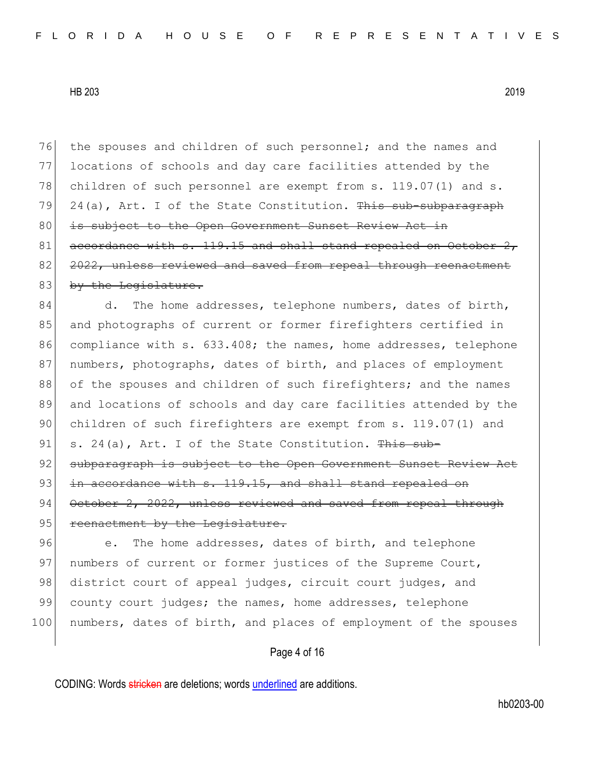the spouses and children of such personnel; and the names and locations of schools and day care facilities attended by the children of such personnel are exempt from s. 119.07(1) and s. 24(a), Art. I of the State Constitution. ~~This sub-subparagraph is subject to the Open Government Sunset Review Act in accordance with s. 119.15 and shall stand repealed on October 2, 2022, unless reviewed and saved from repeal through reenactment by the Legislature.~~

d. The home addresses, telephone numbers, dates of birth, and photographs of current or former firefighters certified in compliance with s. 633.408; the names, home addresses, telephone numbers, photographs, dates of birth, and places of employment of the spouses and children of such firefighters; and the names and locations of schools and day care facilities attended by the children of such firefighters are exempt from s. 119.07(1) and s. 24(a), Art. I of the State Constitution. ~~This sub-subparagraph is subject to the Open Government Sunset Review Act in accordance with s. 119.15, and shall stand repealed on October 2, 2022, unless reviewed and saved from repeal through reenactment by the Legislature.~~

e. The home addresses, dates of birth, and telephone numbers of current or former justices of the Supreme Court, district court of appeal judges, circuit court judges, and county court judges; the names, home addresses, telephone numbers, dates of birth, and places of employment of the spouses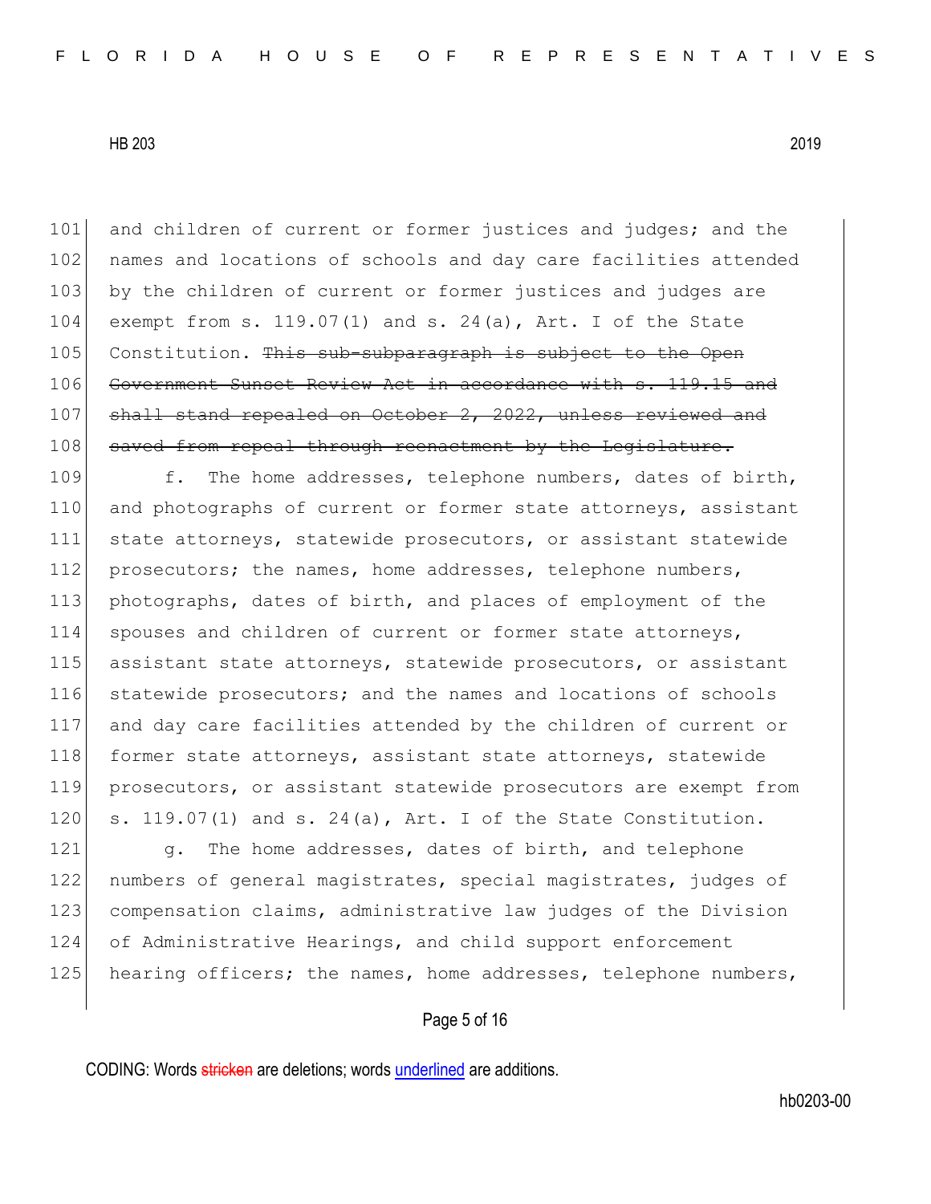and children of current or former justices and judges; and the names and locations of schools and day care facilities attended by the children of current or former justices and judges are exempt from s. 119.07(1) and s. 24(a), Art. I of the State Constitution. ~~This sub-subparagraph is subject to the Open Government Sunset Review Act in accordance with s. 119.15 and shall stand repealed on October 2, 2022, unless reviewed and saved from repeal through reenactment by the Legislature.~~

f. The home addresses, telephone numbers, dates of birth, and photographs of current or former state attorneys, assistant state attorneys, statewide prosecutors, or assistant statewide prosecutors; the names, home addresses, telephone numbers, photographs, dates of birth, and places of employment of the spouses and children of current or former state attorneys, assistant state attorneys, statewide prosecutors, or assistant statewide prosecutors; and the names and locations of schools and day care facilities attended by the children of current or former state attorneys, assistant state attorneys, statewide prosecutors, or assistant statewide prosecutors are exempt from s. 119.07(1) and s. 24(a), Art. I of the State Constitution.

g. The home addresses, dates of birth, and telephone numbers of general magistrates, special magistrates, judges of compensation claims, administrative law judges of the Division of Administrative Hearings, and child support enforcement hearing officers; the names, home addresses, telephone numbers,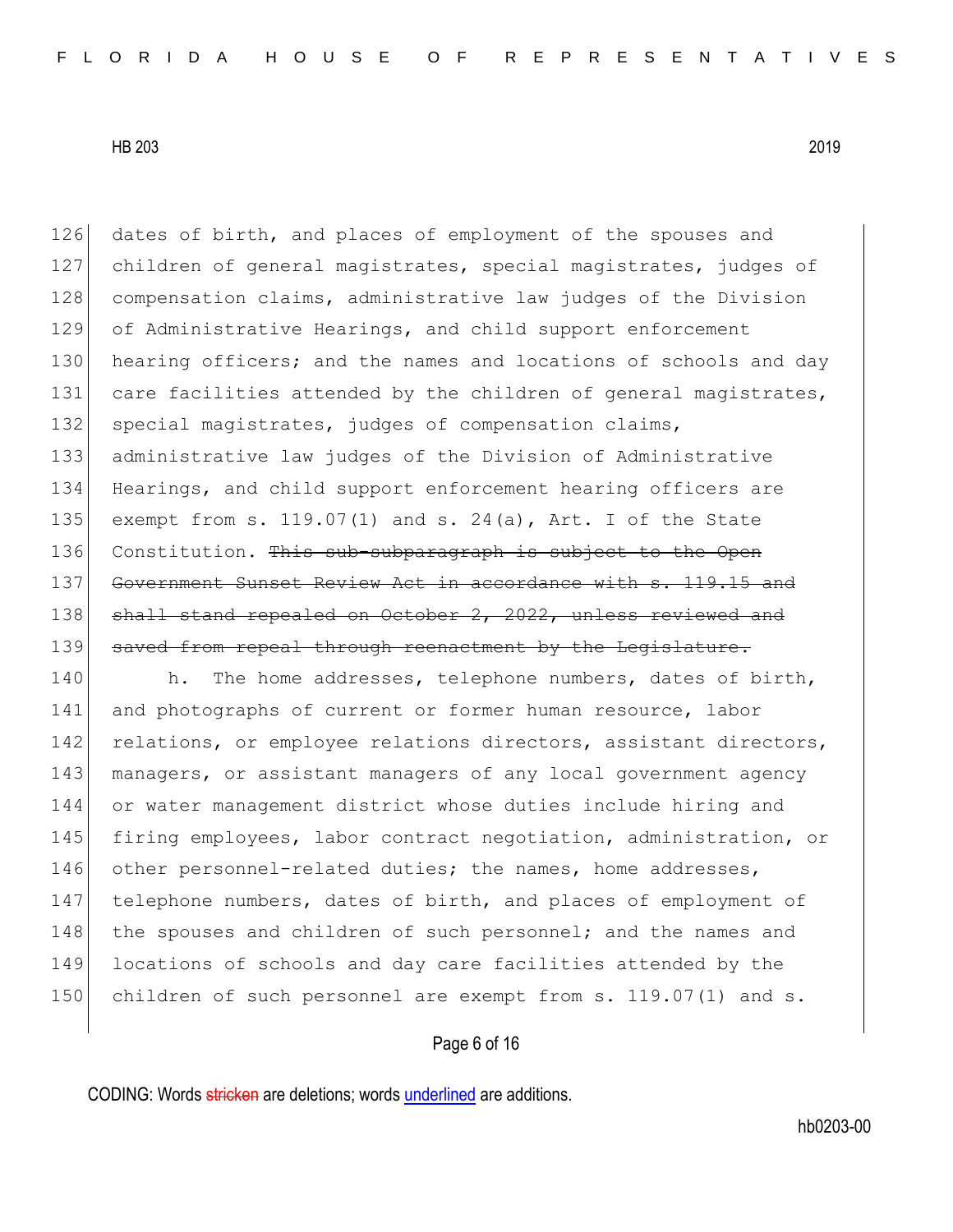dates of birth, and places of employment of the spouses and children of general magistrates, special magistrates, judges of compensation claims, administrative law judges of the Division of Administrative Hearings, and child support enforcement hearing officers; and the names and locations of schools and day care facilities attended by the children of general magistrates, special magistrates, judges of compensation claims, administrative law judges of the Division of Administrative Hearings, and child support enforcement hearing officers are exempt from s. 119.07(1) and s. 24(a), Art. I of the State Constitution. ~~This sub-subparagraph is subject to the Open Government Sunset Review Act in accordance with s. 119.15 and shall stand repealed on October 2, 2022, unless reviewed and saved from repeal through reenactment by the Legislature.~~

h. The home addresses, telephone numbers, dates of birth, and photographs of current or former human resource, labor relations, or employee relations directors, assistant directors, managers, or assistant managers of any local government agency or water management district whose duties include hiring and firing employees, labor contract negotiation, administration, or other personnel-related duties; the names, home addresses, telephone numbers, dates of birth, and places of employment of the spouses and children of such personnel; and the names and locations of schools and day care facilities attended by the children of such personnel are exempt from s. 119.07(1) and s.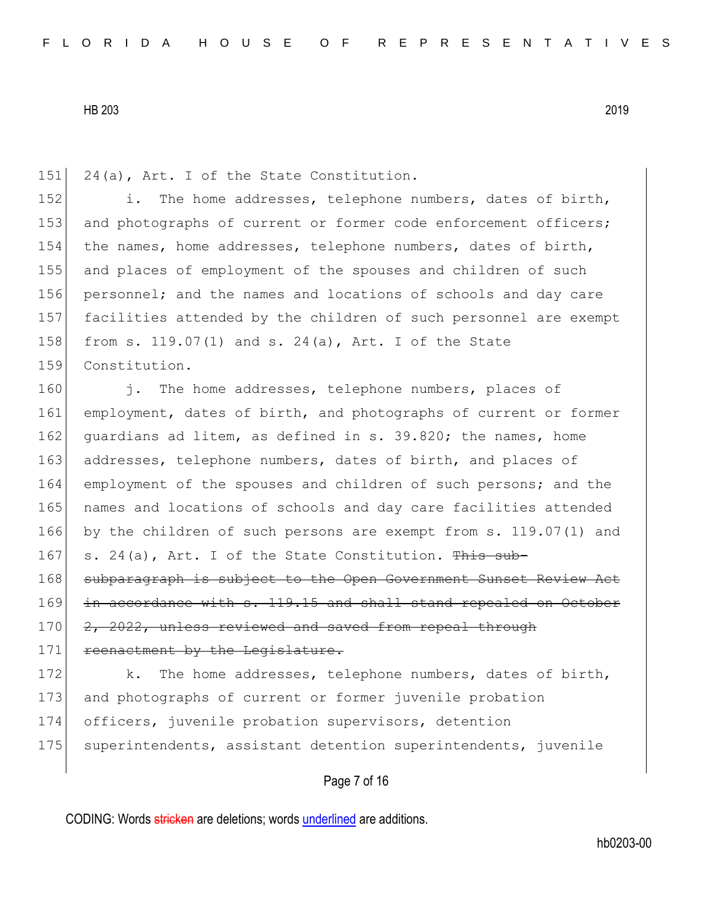24(a), Art. I of the State Constitution.

i. The home addresses, telephone numbers, dates of birth, and photographs of current or former code enforcement officers; the names, home addresses, telephone numbers, dates of birth, and places of employment of the spouses and children of such personnel; and the names and locations of schools and day care facilities attended by the children of such personnel are exempt from s. 119.07(1) and s. 24(a), Art. I of the State Constitution.

j. The home addresses, telephone numbers, places of employment, dates of birth, and photographs of current or former guardians ad litem, as defined in s. 39.820; the names, home addresses, telephone numbers, dates of birth, and places of employment of the spouses and children of such persons; and the names and locations of schools and day care facilities attended by the children of such persons are exempt from s. 119.07(1) and s. 24(a), Art. I of the State Constitution. ~~This sub-subparagraph is subject to the Open Government Sunset Review Act in accordance with s. 119.15 and shall stand repealed on October 2, 2022, unless reviewed and saved from repeal through reenactment by the Legislature.~~

k. The home addresses, telephone numbers, dates of birth, and photographs of current or former juvenile probation officers, juvenile probation supervisors, detention superintendents, assistant detention superintendents, juvenile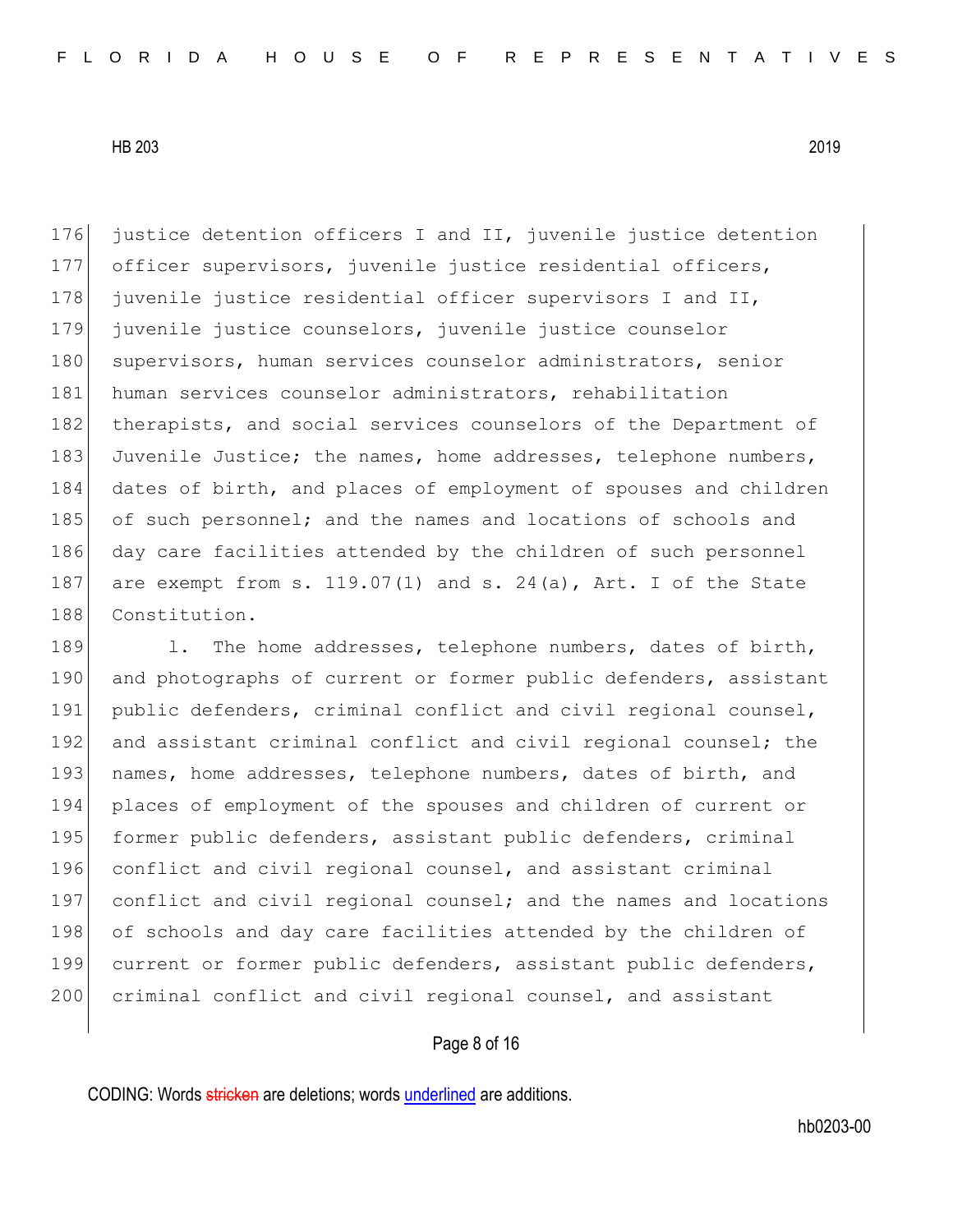justice detention officers I and II, juvenile justice detention officer supervisors, juvenile justice residential officers, juvenile justice residential officer supervisors I and II, juvenile justice counselors, juvenile justice counselor supervisors, human services counselor administrators, senior human services counselor administrators, rehabilitation therapists, and social services counselors of the Department of Juvenile Justice; the names, home addresses, telephone numbers, dates of birth, and places of employment of spouses and children of such personnel; and the names and locations of schools and day care facilities attended by the children of such personnel are exempt from s. 119.07(1) and s. 24(a), Art. I of the State Constitution.

l. The home addresses, telephone numbers, dates of birth, and photographs of current or former public defenders, assistant public defenders, criminal conflict and civil regional counsel, and assistant criminal conflict and civil regional counsel; the names, home addresses, telephone numbers, dates of birth, and places of employment of the spouses and children of current or former public defenders, assistant public defenders, criminal conflict and civil regional counsel, and assistant criminal conflict and civil regional counsel; and the names and locations of schools and day care facilities attended by the children of current or former public defenders, assistant public defenders, criminal conflict and civil regional counsel, and assistant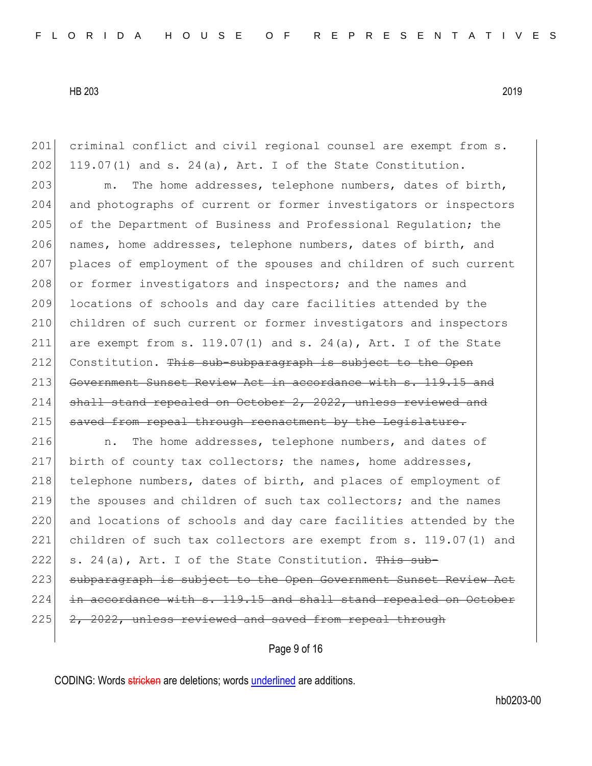201 criminal conflict and civil regional counsel are exempt from s. 119.07(1) and s. 24(a), Art. I of the State Constitution.

203 m. The home addresses, telephone numbers, dates of birth, and photographs of current or former investigators or inspectors of the Department of Business and Professional Regulation; the names, home addresses, telephone numbers, dates of birth, and places of employment of the spouses and children of such current or former investigators and inspectors; and the names and locations of schools and day care facilities attended by the children of such current or former investigators and inspectors are exempt from s. 119.07(1) and s. 24(a), Art. I of the State Constitution. ~~This sub-subparagraph is subject to the Open Government Sunset Review Act in accordance with s. 119.15 and shall stand repealed on October 2, 2022, unless reviewed and saved from repeal through reenactment by the Legislature.~~

216 n. The home addresses, telephone numbers, and dates of birth of county tax collectors; the names, home addresses, telephone numbers, dates of birth, and places of employment of the spouses and children of such tax collectors; and the names and locations of schools and day care facilities attended by the children of such tax collectors are exempt from s. 119.07(1) and s. 24(a), Art. I of the State Constitution. ~~This sub-subparagraph is subject to the Open Government Sunset Review Act in accordance with s. 119.15 and shall stand repealed on October 2, 2022, unless reviewed and saved from repeal through~~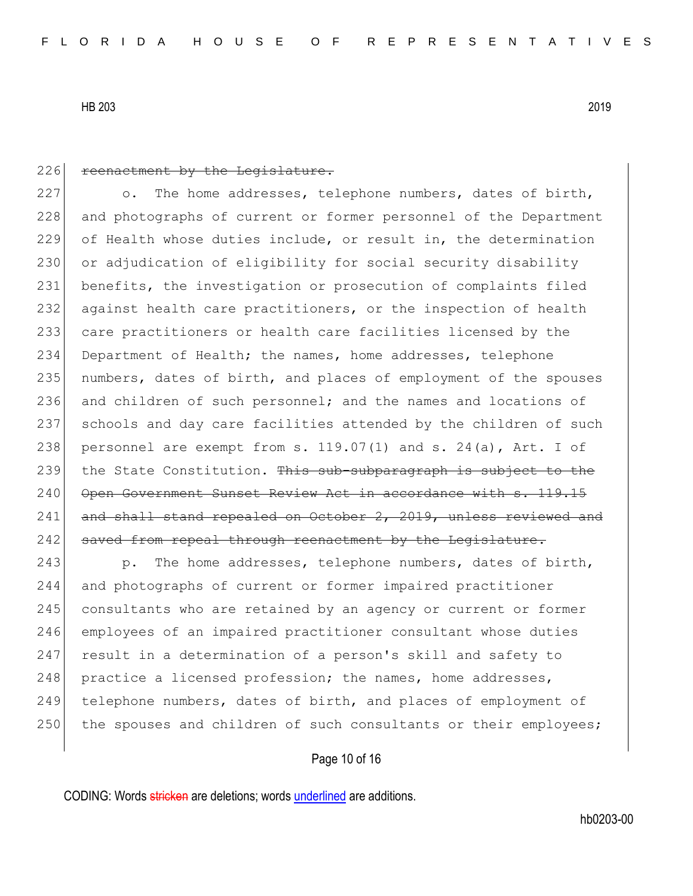226 ~~reenactment by the Legislature.~~

227 o. The home addresses, telephone numbers, dates of birth,
228 and photographs of current or former personnel of the Department
229 of Health whose duties include, or result in, the determination
230 or adjudication of eligibility for social security disability
231 benefits, the investigation or prosecution of complaints filed
232 against health care practitioners, or the inspection of health
233 care practitioners or health care facilities licensed by the
234 Department of Health; the names, home addresses, telephone
235 numbers, dates of birth, and places of employment of the spouses
236 and children of such personnel; and the names and locations of
237 schools and day care facilities attended by the children of such
238 personnel are exempt from s. 119.07(1) and s. 24(a), Art. I of
239 the State Constitution. ~~This sub-subparagraph is subject to the~~
240 ~~Open Government Sunset Review Act in accordance with s. 119.15~~
241 ~~and shall stand repealed on October 2, 2019, unless reviewed and~~
242 ~~saved from repeal through reenactment by the Legislature.~~

243 p. The home addresses, telephone numbers, dates of birth,
244 and photographs of current or former impaired practitioner
245 consultants who are retained by an agency or current or former
246 employees of an impaired practitioner consultant whose duties
247 result in a determination of a person's skill and safety to
248 practice a licensed profession; the names, home addresses,
249 telephone numbers, dates of birth, and places of employment of
250 the spouses and children of such consultants or their employees;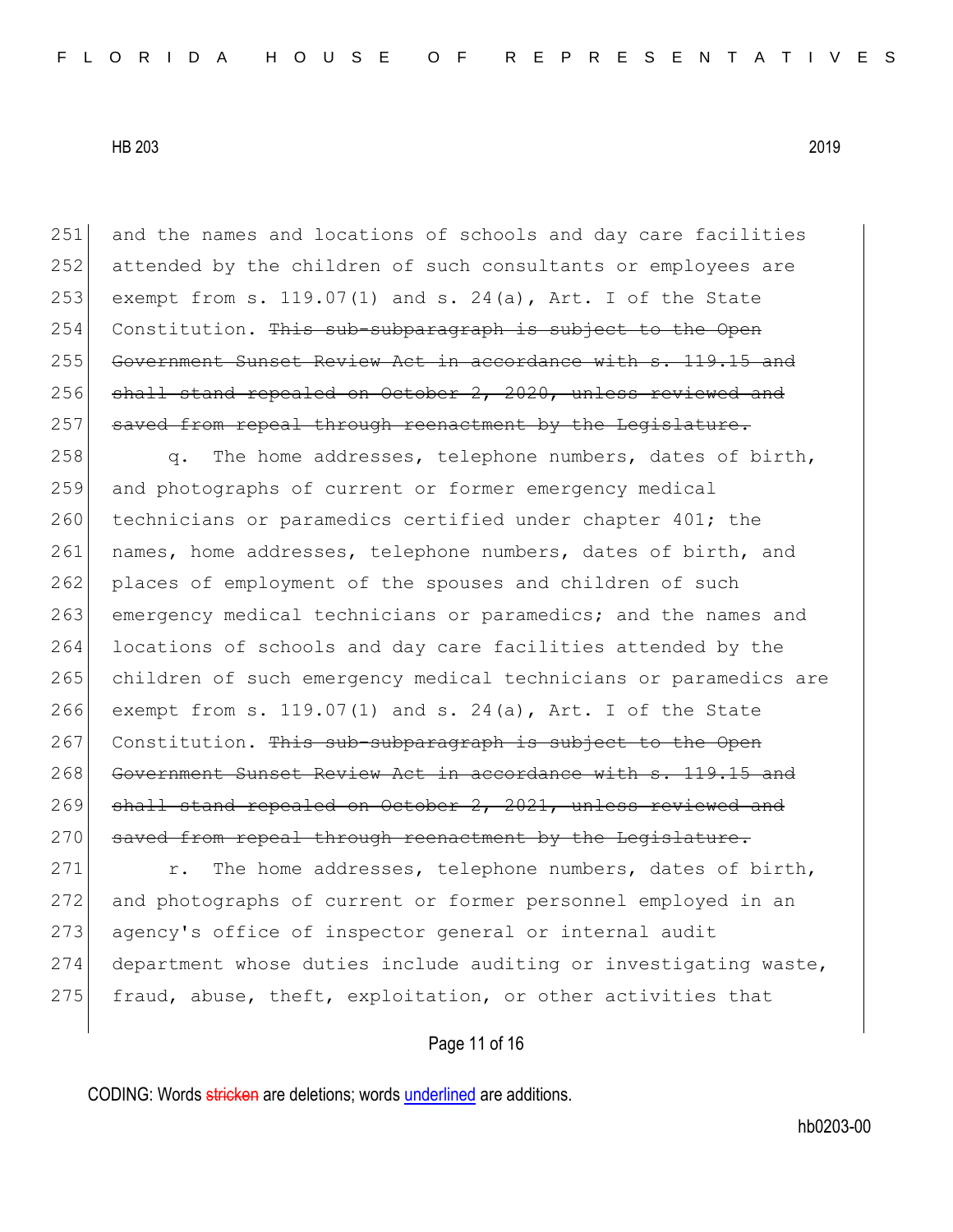251 and the names and locations of schools and day care facilities
252 attended by the children of such consultants or employees are
253 exempt from s. 119.07(1) and s. 24(a), Art. I of the State
254 Constitution. ~~This sub-subparagraph is subject to the Open~~
255 ~~Government Sunset Review Act in accordance with s. 119.15 and~~
256 ~~shall stand repealed on October 2, 2020, unless reviewed and~~
257 ~~saved from repeal through reenactment by the Legislature.~~

258 q. The home addresses, telephone numbers, dates of birth,
259 and photographs of current or former emergency medical
260 technicians or paramedics certified under chapter 401; the
261 names, home addresses, telephone numbers, dates of birth, and
262 places of employment of the spouses and children of such
263 emergency medical technicians or paramedics; and the names and
264 locations of schools and day care facilities attended by the
265 children of such emergency medical technicians or paramedics are
266 exempt from s. 119.07(1) and s. 24(a), Art. I of the State
267 Constitution. ~~This sub-subparagraph is subject to the Open~~
268 ~~Government Sunset Review Act in accordance with s. 119.15 and~~
269 ~~shall stand repealed on October 2, 2021, unless reviewed and~~
270 ~~saved from repeal through reenactment by the Legislature.~~

271 r. The home addresses, telephone numbers, dates of birth,
272 and photographs of current or former personnel employed in an
273 agency's office of inspector general or internal audit
274 department whose duties include auditing or investigating waste,
275 fraud, abuse, theft, exploitation, or other activities that

CODING: Words ~~stricken~~ are deletions; words <u>underlined</u> are additions.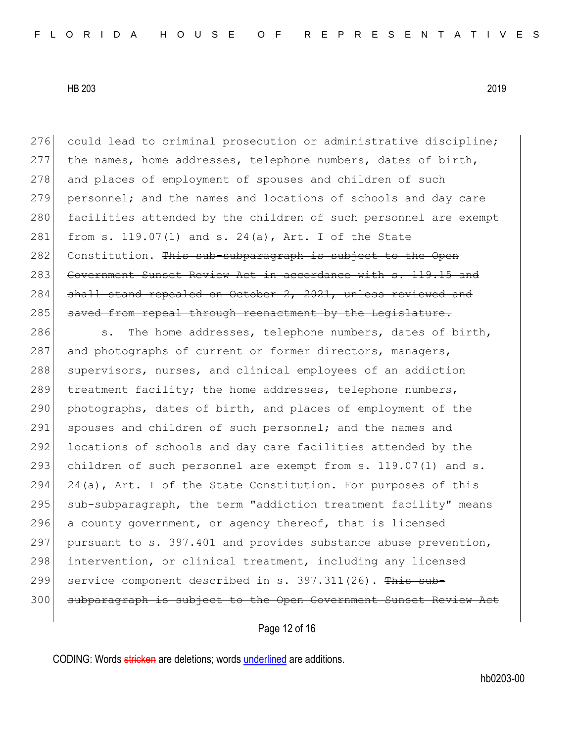could lead to criminal prosecution or administrative discipline; the names, home addresses, telephone numbers, dates of birth, and places of employment of spouses and children of such personnel; and the names and locations of schools and day care facilities attended by the children of such personnel are exempt from s. 119.07(1) and s. 24(a), Art. I of the State Constitution. ~~This sub-subparagraph is subject to the Open Government Sunset Review Act in accordance with s. 119.15 and shall stand repealed on October 2, 2021, unless reviewed and saved from repeal through reenactment by the Legislature.~~

s. The home addresses, telephone numbers, dates of birth, and photographs of current or former directors, managers, supervisors, nurses, and clinical employees of an addiction treatment facility; the home addresses, telephone numbers, photographs, dates of birth, and places of employment of the spouses and children of such personnel; and the names and locations of schools and day care facilities attended by the children of such personnel are exempt from s. 119.07(1) and s. 24(a), Art. I of the State Constitution. For purposes of this sub-subparagraph, the term "addiction treatment facility" means a county government, or agency thereof, that is licensed pursuant to s. 397.401 and provides substance abuse prevention, intervention, or clinical treatment, including any licensed service component described in s. 397.311(26). ~~This sub-subparagraph is subject to the Open Government Sunset Review Act~~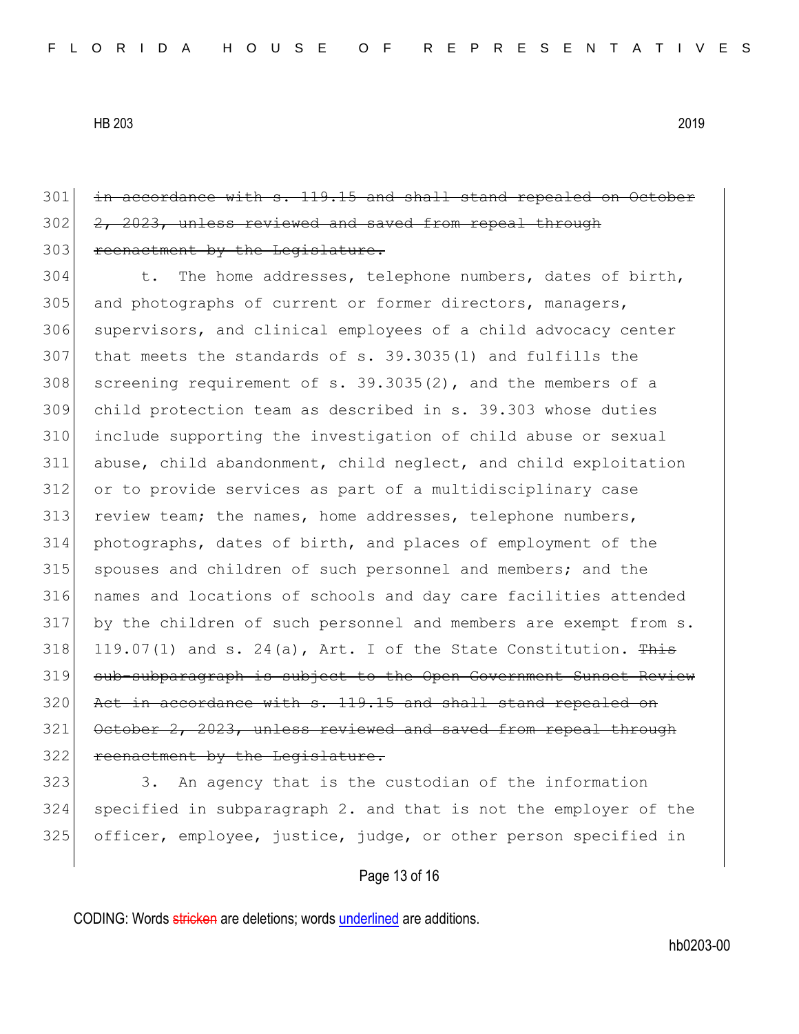~~in accordance with s. 119.15 and shall stand repealed on October 2, 2023, unless reviewed and saved from repeal through reenactment by the Legislature.~~

t. The home addresses, telephone numbers, dates of birth, and photographs of current or former directors, managers, supervisors, and clinical employees of a child advocacy center that meets the standards of s. 39.3035(1) and fulfills the screening requirement of s. 39.3035(2), and the members of a child protection team as described in s. 39.303 whose duties include supporting the investigation of child abuse or sexual abuse, child abandonment, child neglect, and child exploitation or to provide services as part of a multidisciplinary case review team; the names, home addresses, telephone numbers, photographs, dates of birth, and places of employment of the spouses and children of such personnel and members; and the names and locations of schools and day care facilities attended by the children of such personnel and members are exempt from s. 119.07(1) and s. 24(a), Art. I of the State Constitution. ~~This sub-subparagraph is subject to the Open Government Sunset Review Act in accordance with s. 119.15 and shall stand repealed on October 2, 2023, unless reviewed and saved from repeal through reenactment by the Legislature.~~

3. An agency that is the custodian of the information specified in subparagraph 2. and that is not the employer of the officer, employee, justice, judge, or other person specified in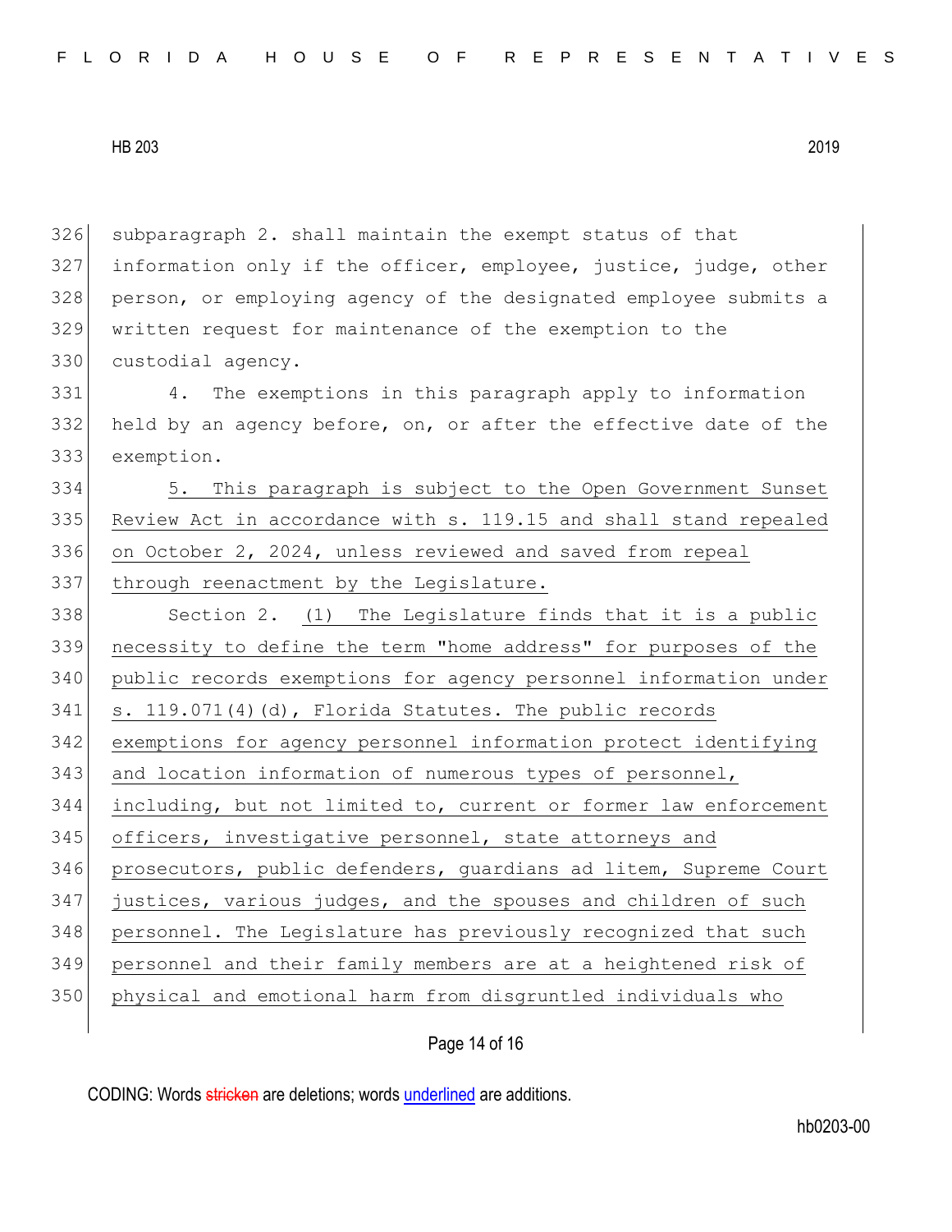subparagraph 2. shall maintain the exempt status of that information only if the officer, employee, justice, judge, other person, or employing agency of the designated employee submits a written request for maintenance of the exemption to the custodial agency.

4. The exemptions in this paragraph apply to information held by an agency before, on, or after the effective date of the exemption.

5. This paragraph is subject to the Open Government Sunset Review Act in accordance with s. 119.15 and shall stand repealed on October 2, 2024, unless reviewed and saved from repeal through reenactment by the Legislature.

Section 2. (1) The Legislature finds that it is a public necessity to define the term "home address" for purposes of the public records exemptions for agency personnel information under s. 119.071(4)(d), Florida Statutes. The public records exemptions for agency personnel information protect identifying and location information of numerous types of personnel, including, but not limited to, current or former law enforcement officers, investigative personnel, state attorneys and prosecutors, public defenders, guardians ad litem, Supreme Court justices, various judges, and the spouses and children of such personnel. The Legislature has previously recognized that such personnel and their family members are at a heightened risk of physical and emotional harm from disgruntled individuals who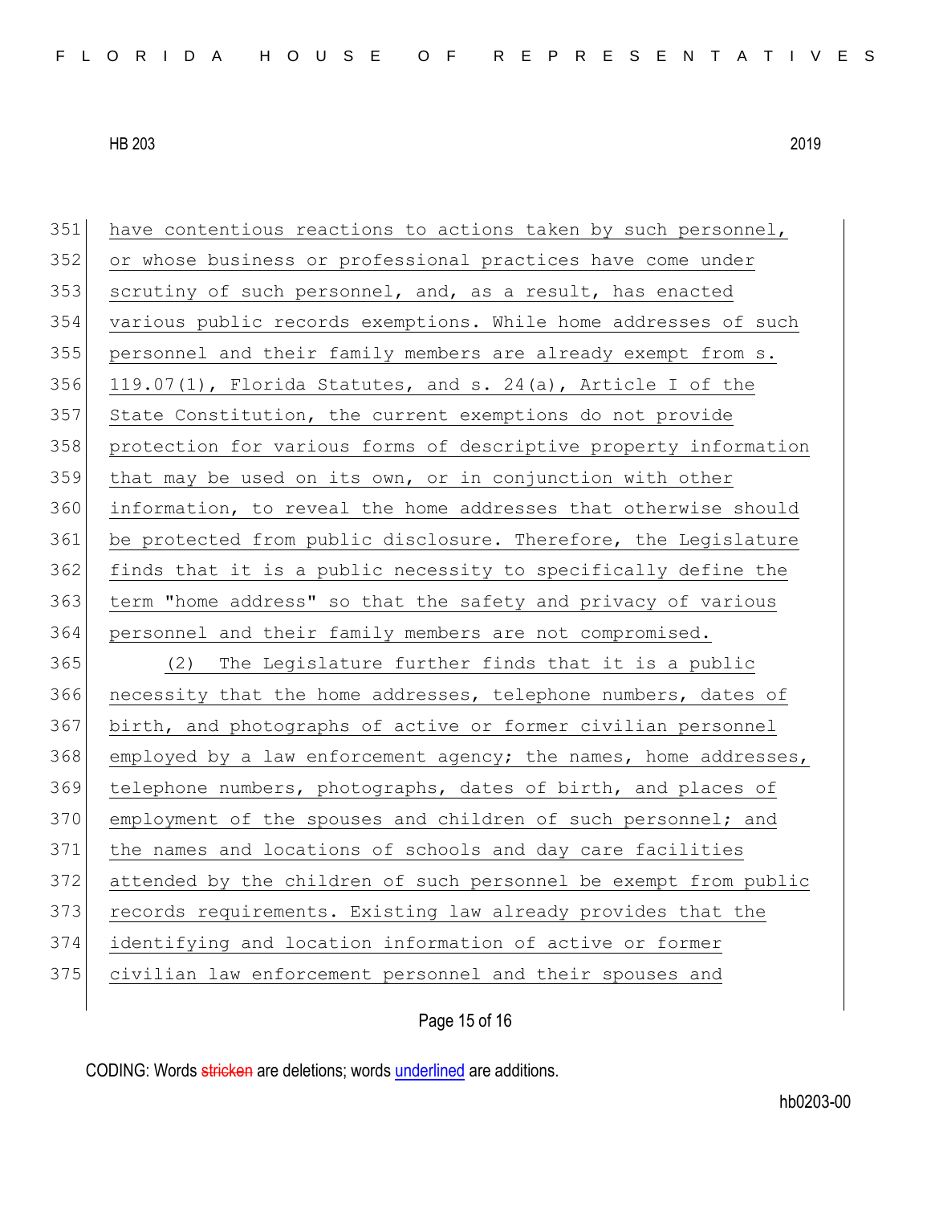have contentious reactions to actions taken by such personnel, or whose business or professional practices have come under scrutiny of such personnel, and, as a result, has enacted various public records exemptions. While home addresses of such personnel and their family members are already exempt from s. 119.07(1), Florida Statutes, and s. 24(a), Article I of the State Constitution, the current exemptions do not provide protection for various forms of descriptive property information that may be used on its own, or in conjunction with other information, to reveal the home addresses that otherwise should be protected from public disclosure. Therefore, the Legislature finds that it is a public necessity to specifically define the term "home address" so that the safety and privacy of various personnel and their family members are not compromised.

(2) The Legislature further finds that it is a public necessity that the home addresses, telephone numbers, dates of birth, and photographs of active or former civilian personnel employed by a law enforcement agency; the names, home addresses, telephone numbers, photographs, dates of birth, and places of employment of the spouses and children of such personnel; and the names and locations of schools and day care facilities attended by the children of such personnel be exempt from public records requirements. Existing law already provides that the identifying and location information of active or former civilian law enforcement personnel and their spouses and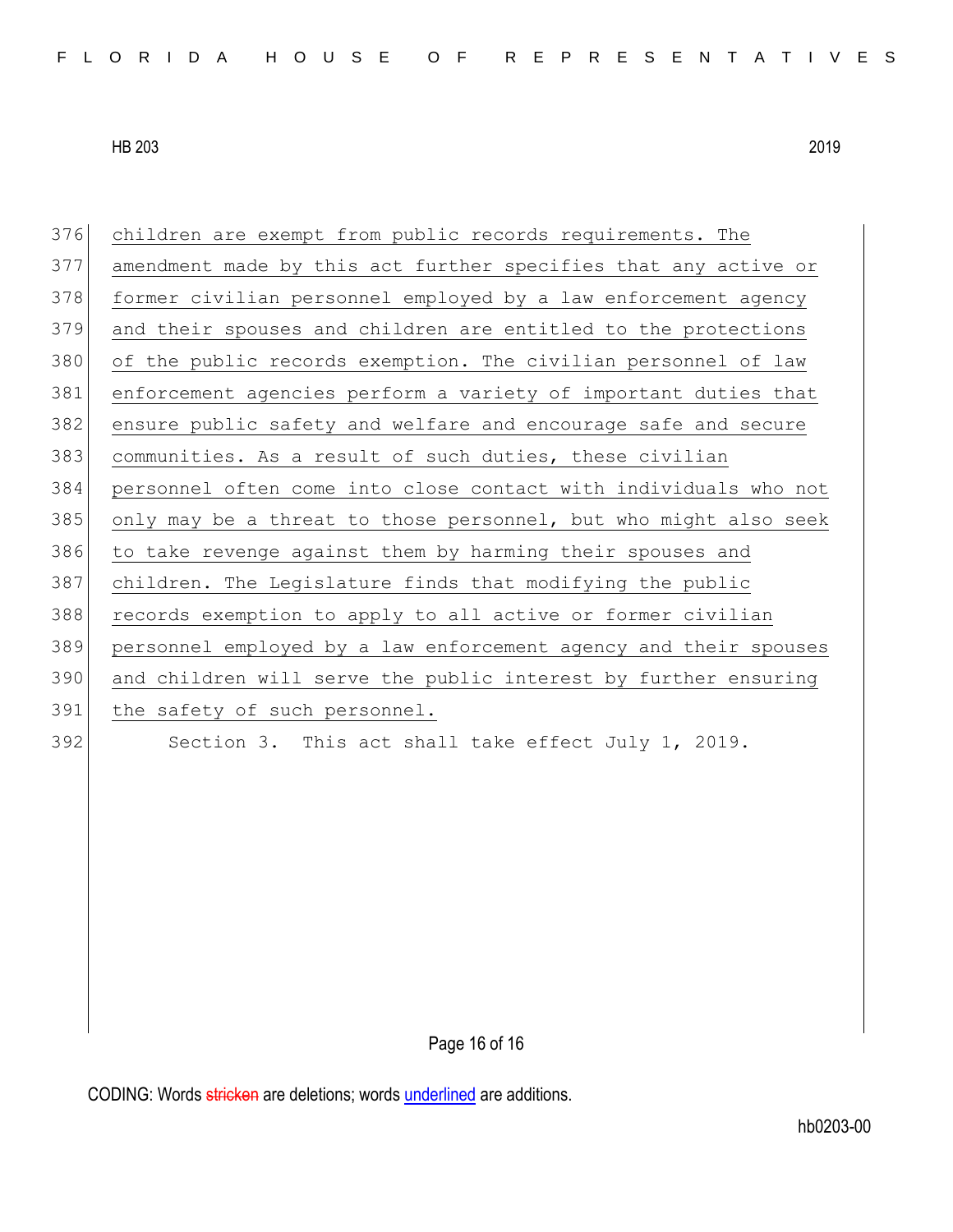376 children are exempt from public records requirements. The
377 amendment made by this act further specifies that any active or
378 former civilian personnel employed by a law enforcement agency
379 and their spouses and children are entitled to the protections
380 of the public records exemption. The civilian personnel of law
381 enforcement agencies perform a variety of important duties that
382 ensure public safety and welfare and encourage safe and secure
383 communities. As a result of such duties, these civilian
384 personnel often come into close contact with individuals who not
385 only may be a threat to those personnel, but who might also seek
386 to take revenge against them by harming their spouses and
387 children. The Legislature finds that modifying the public
388 records exemption to apply to all active or former civilian
389 personnel employed by a law enforcement agency and their spouses
390 and children will serve the public interest by further ensuring
391 the safety of such personnel.

392 Section 3. This act shall take effect July 1, 2019.

CODING: Words stricken are deletions; words underlined are additions.